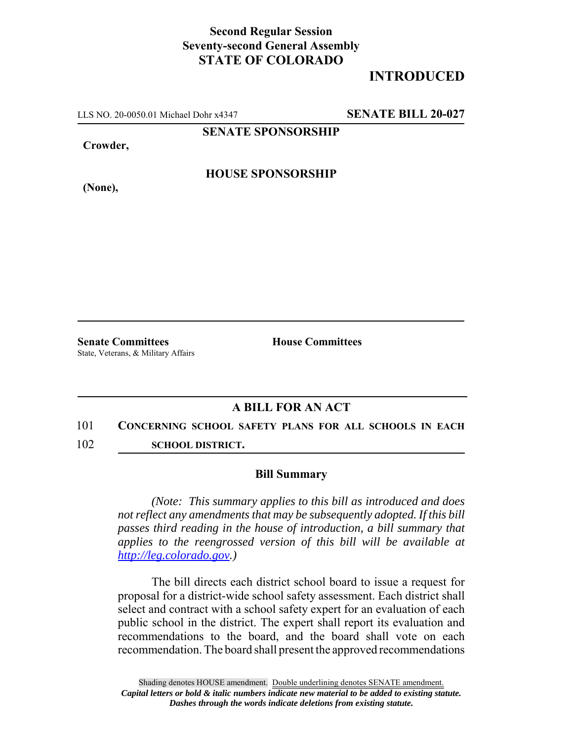**Second Regular Session**
**Seventy-second General Assembly**
**STATE OF COLORADO**

**INTRODUCED**

LLS NO. 20-0050.01 Michael Dohr x4347 **SENATE BILL 20-027**

**SENATE SPONSORSHIP**

**Crowder,**

**HOUSE SPONSORSHIP**

**(None),**

**Senate Committees**
State, Veterans, & Military Affairs

**House Committees**

## A BILL FOR AN ACT

101 **CONCERNING SCHOOL SAFETY PLANS FOR ALL SCHOOLS IN EACH**
102 **SCHOOL DISTRICT.**

### Bill Summary

*(Note: This summary applies to this bill as introduced and does not reflect any amendments that may be subsequently adopted. If this bill passes third reading in the house of introduction, a bill summary that applies to the reengrossed version of this bill will be available at http://leg.colorado.gov.)*

The bill directs each district school board to issue a request for proposal for a district-wide school safety assessment. Each district shall select and contract with a school safety expert for an evaluation of each public school in the district. The expert shall report its evaluation and recommendations to the board, and the board shall vote on each recommendation. The board shall present the approved recommendations

Shading denotes HOUSE amendment. Double underlining denotes SENATE amendment.
***Capital letters or bold & italic numbers indicate new material to be added to existing statute.***
***Dashes through the words indicate deletions from existing statute.***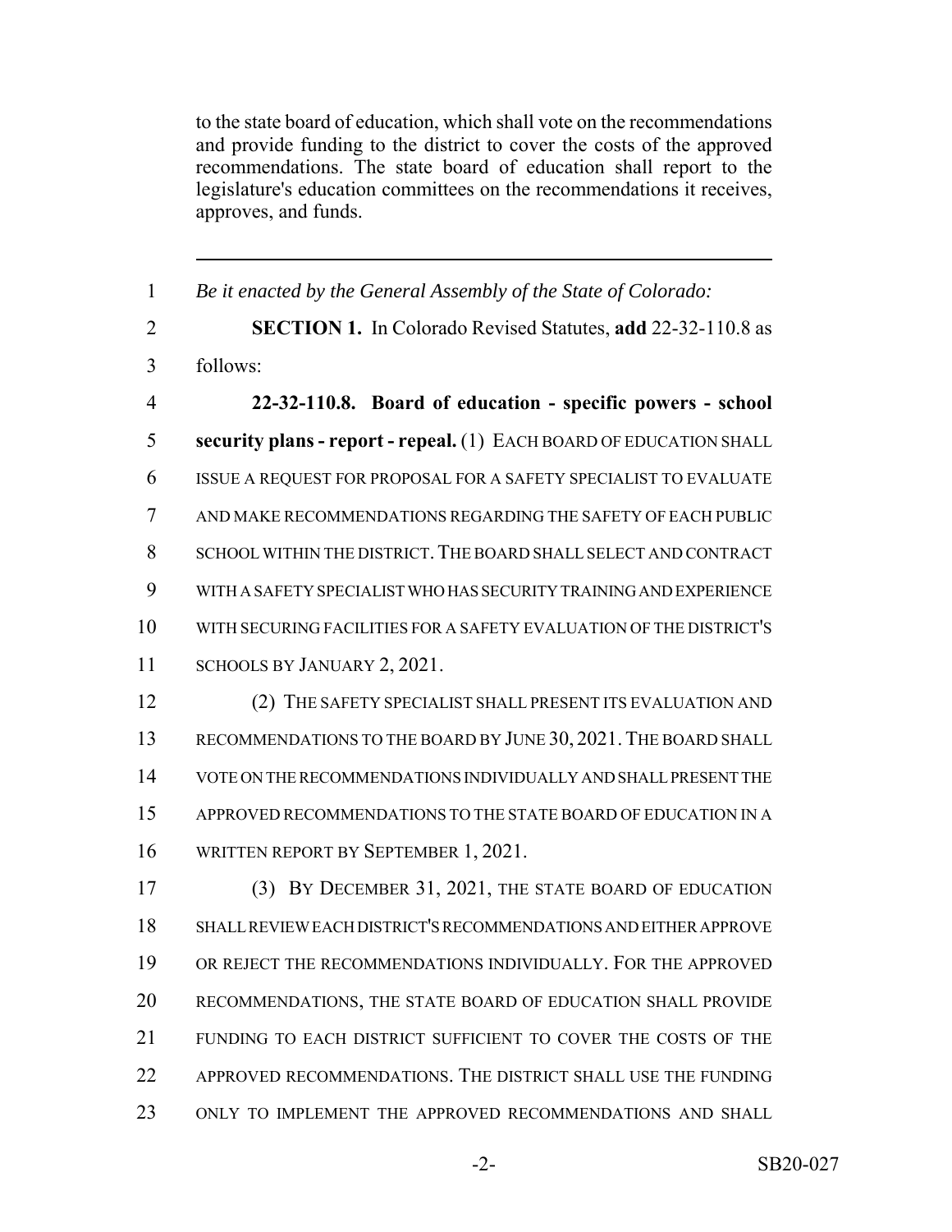to the state board of education, which shall vote on the recommendations and provide funding to the district to cover the costs of the approved recommendations. The state board of education shall report to the legislature's education committees on the recommendations it receives, approves, and funds.

---

*Be it enacted by the General Assembly of the State of Colorado:*

**SECTION 1.** In Colorado Revised Statutes, **add** 22-32-110.8 as follows:

**22-32-110.8. Board of education - specific powers - school security plans - report - repeal.** (1) EACH BOARD OF EDUCATION SHALL ISSUE A REQUEST FOR PROPOSAL FOR A SAFETY SPECIALIST TO EVALUATE AND MAKE RECOMMENDATIONS REGARDING THE SAFETY OF EACH PUBLIC SCHOOL WITHIN THE DISTRICT. THE BOARD SHALL SELECT AND CONTRACT WITH A SAFETY SPECIALIST WHO HAS SECURITY TRAINING AND EXPERIENCE WITH SECURING FACILITIES FOR A SAFETY EVALUATION OF THE DISTRICT'S SCHOOLS BY JANUARY 2, 2021.

(2) THE SAFETY SPECIALIST SHALL PRESENT ITS EVALUATION AND RECOMMENDATIONS TO THE BOARD BY JUNE 30, 2021. THE BOARD SHALL VOTE ON THE RECOMMENDATIONS INDIVIDUALLY AND SHALL PRESENT THE APPROVED RECOMMENDATIONS TO THE STATE BOARD OF EDUCATION IN A WRITTEN REPORT BY SEPTEMBER 1, 2021.

(3) BY DECEMBER 31, 2021, THE STATE BOARD OF EDUCATION SHALL REVIEW EACH DISTRICT'S RECOMMENDATIONS AND EITHER APPROVE OR REJECT THE RECOMMENDATIONS INDIVIDUALLY. FOR THE APPROVED RECOMMENDATIONS, THE STATE BOARD OF EDUCATION SHALL PROVIDE FUNDING TO EACH DISTRICT SUFFICIENT TO COVER THE COSTS OF THE APPROVED RECOMMENDATIONS. THE DISTRICT SHALL USE THE FUNDING ONLY TO IMPLEMENT THE APPROVED RECOMMENDATIONS AND SHALL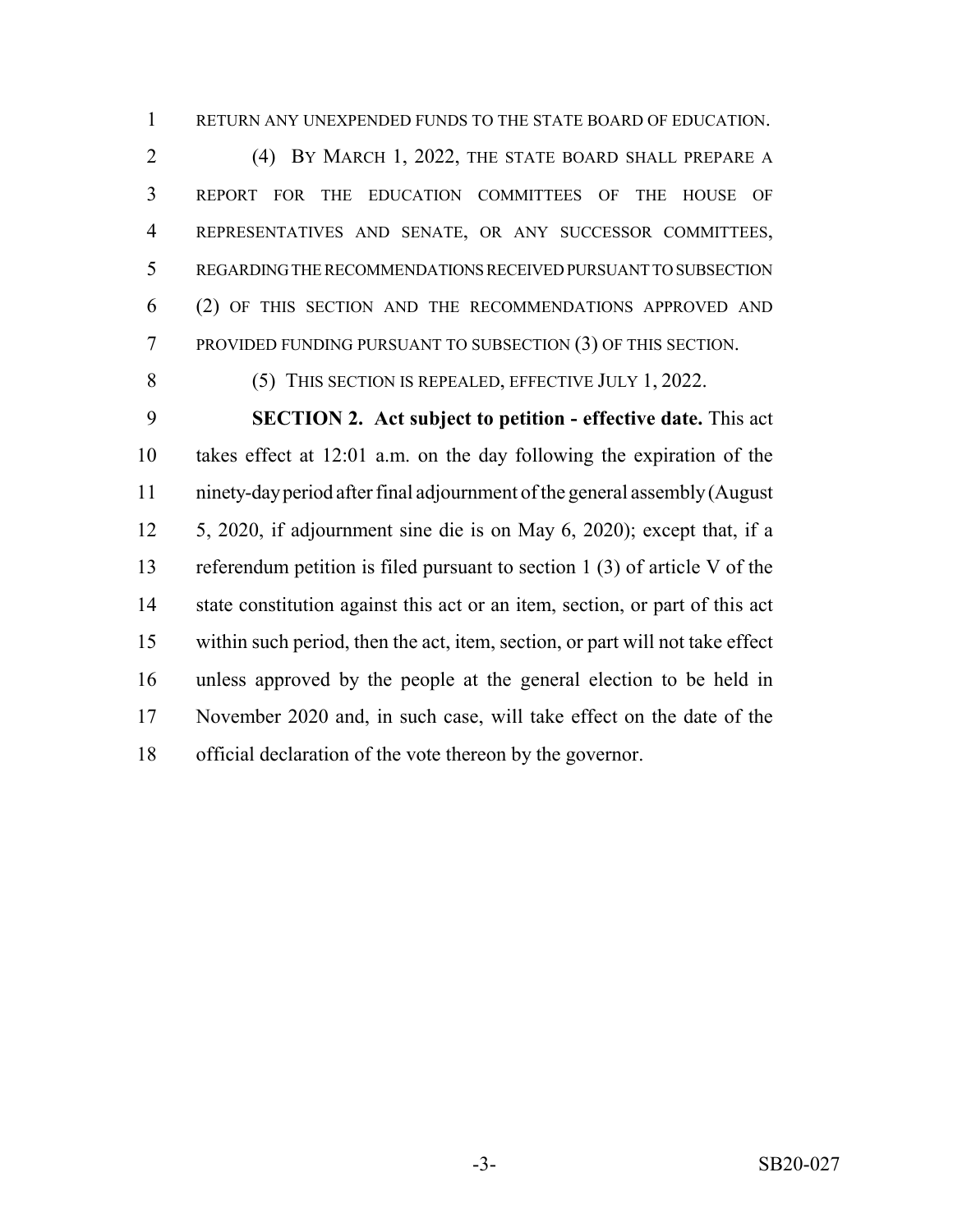RETURN ANY UNEXPENDED FUNDS TO THE STATE BOARD OF EDUCATION.

(4) BY MARCH 1, 2022, THE STATE BOARD SHALL PREPARE A REPORT FOR THE EDUCATION COMMITTEES OF THE HOUSE OF REPRESENTATIVES AND SENATE, OR ANY SUCCESSOR COMMITTEES, REGARDING THE RECOMMENDATIONS RECEIVED PURSUANT TO SUBSECTION (2) OF THIS SECTION AND THE RECOMMENDATIONS APPROVED AND PROVIDED FUNDING PURSUANT TO SUBSECTION (3) OF THIS SECTION.

(5) THIS SECTION IS REPEALED, EFFECTIVE JULY 1, 2022.

**SECTION 2. Act subject to petition - effective date.** This act takes effect at 12:01 a.m. on the day following the expiration of the ninety-day period after final adjournment of the general assembly (August 5, 2020, if adjournment sine die is on May 6, 2020); except that, if a referendum petition is filed pursuant to section 1 (3) of article V of the state constitution against this act or an item, section, or part of this act within such period, then the act, item, section, or part will not take effect unless approved by the people at the general election to be held in November 2020 and, in such case, will take effect on the date of the official declaration of the vote thereon by the governor.